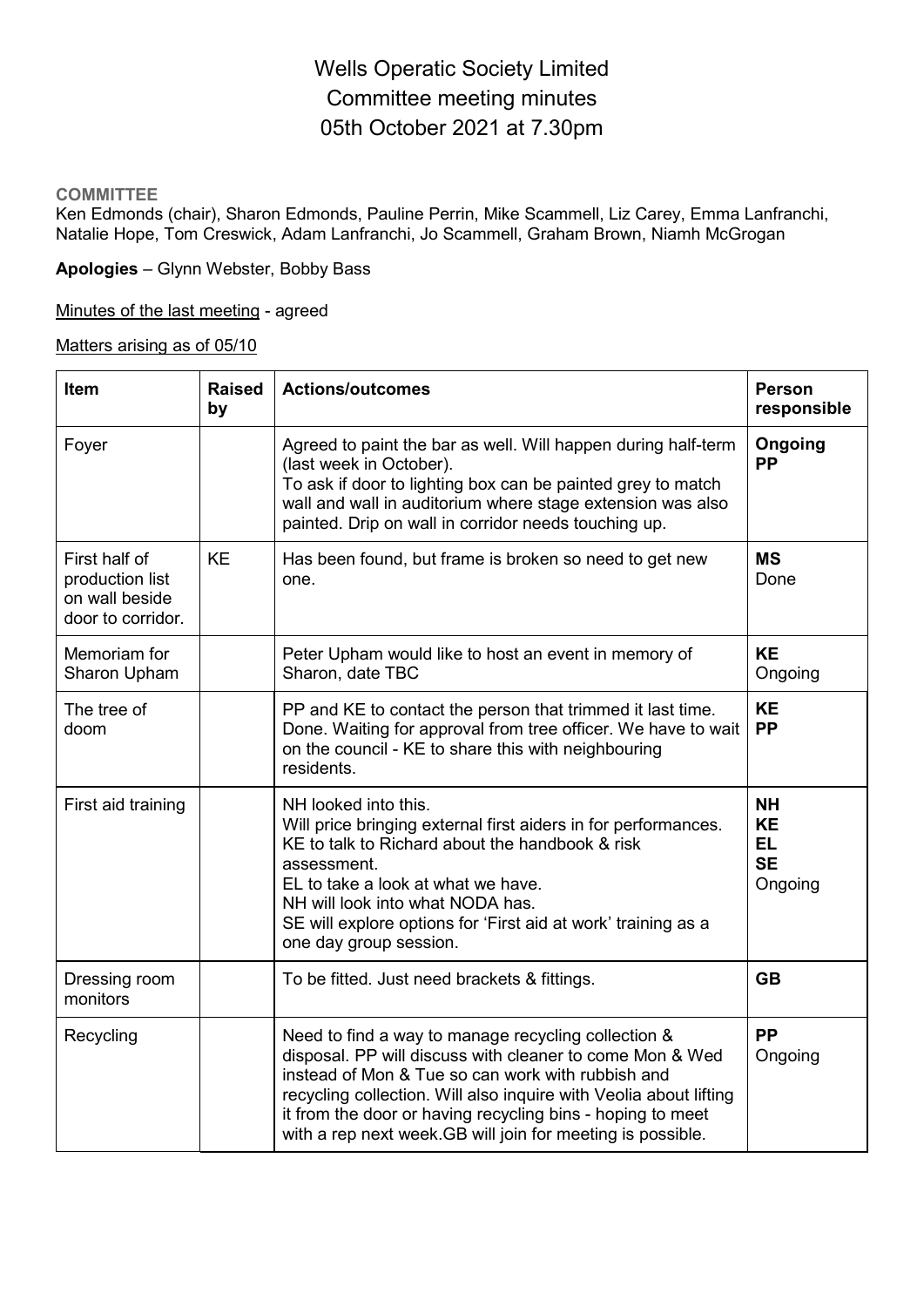# Wells Operatic Society Limited
# Committee meeting minutes
# 05th October 2021 at 7.30pm

**COMMITTEE**

Ken Edmonds (chair), Sharon Edmonds, Pauline Perrin, Mike Scammell, Liz Carey, Emma Lanfranchi, Natalie Hope, Tom Creswick, Adam Lanfranchi, Jo Scammell, Graham Brown, Niamh McGrogan

**Apologies** – Glynn Webster, Bobby Bass

Minutes of the last meeting - agreed

Matters arising as of 05/10

| Item | Raised by | Actions/outcomes | Person responsible |
|---|---|---|---|
| Foyer | | Agreed to paint the bar as well. Will happen during half-term (last week in October).<br>To ask if door to lighting box can be painted grey to match wall and wall in auditorium where stage extension was also painted. Drip on wall in corridor needs touching up. | **Ongoing**<br>**PP** |
| First half of production list on wall beside door to corridor. | KE | Has been found, but frame is broken so need to get new one. | **MS**<br>Done |
| Memoriam for Sharon Upham | | Peter Upham would like to host an event in memory of Sharon, date TBC | **KE**<br>Ongoing |
| The tree of doom | | PP and KE to contact the person that trimmed it last time. Done. Waiting for approval from tree officer. We have to wait on the council - KE to share this with neighbouring residents. | **KE**<br>**PP** |
| First aid training | | NH looked into this.<br>Will price bringing external first aiders in for performances.<br>KE to talk to Richard about the handbook & risk assessment.<br>EL to take a look at what we have.<br>NH will look into what NODA has.<br>SE will explore options for 'First aid at work' training as a one day group session. | **NH**<br>**KE**<br>**EL**<br>**SE**<br>Ongoing |
| Dressing room monitors | | To be fitted. Just need brackets & fittings. | **GB** |
| Recycling | | Need to find a way to manage recycling collection & disposal. PP will discuss with cleaner to come Mon & Wed instead of Mon & Tue so can work with rubbish and recycling collection. Will also inquire with Veolia about lifting it from the door or having recycling bins - hoping to meet with a rep next week.GB will join for meeting is possible. | **PP**<br>Ongoing |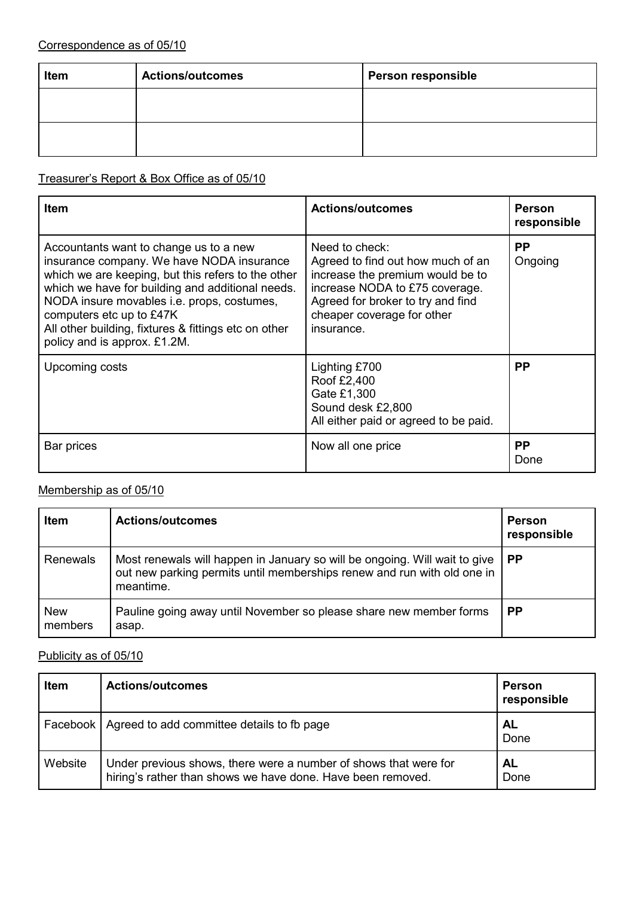Correspondence as of 05/10

| Item | Actions/outcomes | Person responsible |
|---|---|---|
| | | |
| | | |

Treasurer's Report & Box Office as of 05/10

| Item | Actions/outcomes | Person responsible |
|---|---|---|
| Accountants want to change us to a new insurance company. We have NODA insurance which we are keeping, but this refers to the other which we have for building and additional needs. NODA insure movables i.e. props, costumes, computers etc up to £47K<br>All other building, fixtures & fittings etc on other policy and is approx. £1.2M. | Need to check:<br>Agreed to find out how much of an increase the premium would be to increase NODA to £75 coverage.<br>Agreed for broker to try and find cheaper coverage for other insurance. | **PP**<br>Ongoing |
| Upcoming costs | Lighting £700<br>Roof £2,400<br>Gate £1,300<br>Sound desk £2,800<br>All either paid or agreed to be paid. | **PP** |
| Bar prices | Now all one price | **PP**<br>Done |

Membership as of 05/10

| Item | Actions/outcomes | Person responsible |
|---|---|---|
| Renewals | Most renewals will happen in January so will be ongoing. Will wait to give out new parking permits until memberships renew and run with old one in meantime. | **PP** |
| New members | Pauline going away until November so please share new member forms asap. | **PP** |

Publicity as of 05/10

| Item | Actions/outcomes | Person responsible |
|---|---|---|
| Facebook | Agreed to add committee details to fb page | **AL**<br>Done |
| Website | Under previous shows, there were a number of shows that were for hiring's rather than shows we have done. Have been removed. | **AL**<br>Done |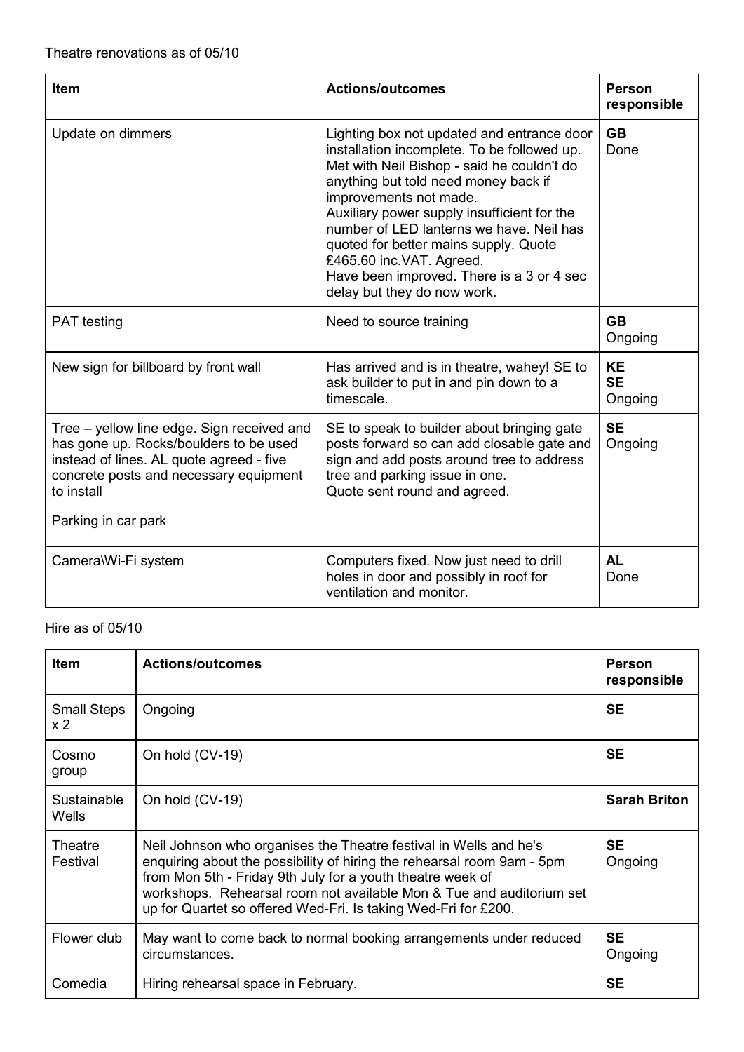Theatre renovations as of 05/10

| Item | Actions/outcomes | Person responsible |
|---|---|---|
| Update on dimmers | Lighting box not updated and entrance door installation incomplete. To be followed up. Met with Neil Bishop - said he couldn't do anything but told need money back if improvements not made. Auxiliary power supply insufficient for the number of LED lanterns we have. Neil has quoted for better mains supply. Quote £465.60 inc.VAT. Agreed. Have been improved. There is a 3 or 4 sec delay but they do now work. | **GB** Done |
| PAT testing | Need to source training | **GB** Ongoing |
| New sign for billboard by front wall | Has arrived and is in theatre, wahey! SE to ask builder to put in and pin down to a timescale. | **KE** **SE** Ongoing |
| Tree – yellow line edge. Sign received and has gone up. Rocks/boulders to be used instead of lines. AL quote agreed - five concrete posts and necessary equipment to install | SE to speak to builder about bringing gate posts forward so can add closable gate and sign and add posts around tree to address tree and parking issue in one. Quote sent round and agreed. | **SE** Ongoing |
| Parking in car park | | |
| Camera\Wi-Fi system | Computers fixed. Now just need to drill holes in door and possibly in roof for ventilation and monitor. | **AL** Done |

Hire as of 05/10

| Item | Actions/outcomes | Person responsible |
|---|---|---|
| Small Steps x 2 | Ongoing | **SE** |
| Cosmo group | On hold (CV-19) | **SE** |
| Sustainable Wells | On hold (CV-19) | **Sarah Briton** |
| Theatre Festival | Neil Johnson who organises the Theatre festival in Wells and he's enquiring about the possibility of hiring the rehearsal room 9am - 5pm from Mon 5th - Friday 9th July for a youth theatre week of workshops. Rehearsal room not available Mon & Tue and auditorium set up for Quartet so offered Wed-Fri. Is taking Wed-Fri for £200. | **SE** Ongoing |
| Flower club | May want to come back to normal booking arrangements under reduced circumstances. | **SE** Ongoing |
| Comedia | Hiring rehearsal space in February. | **SE** |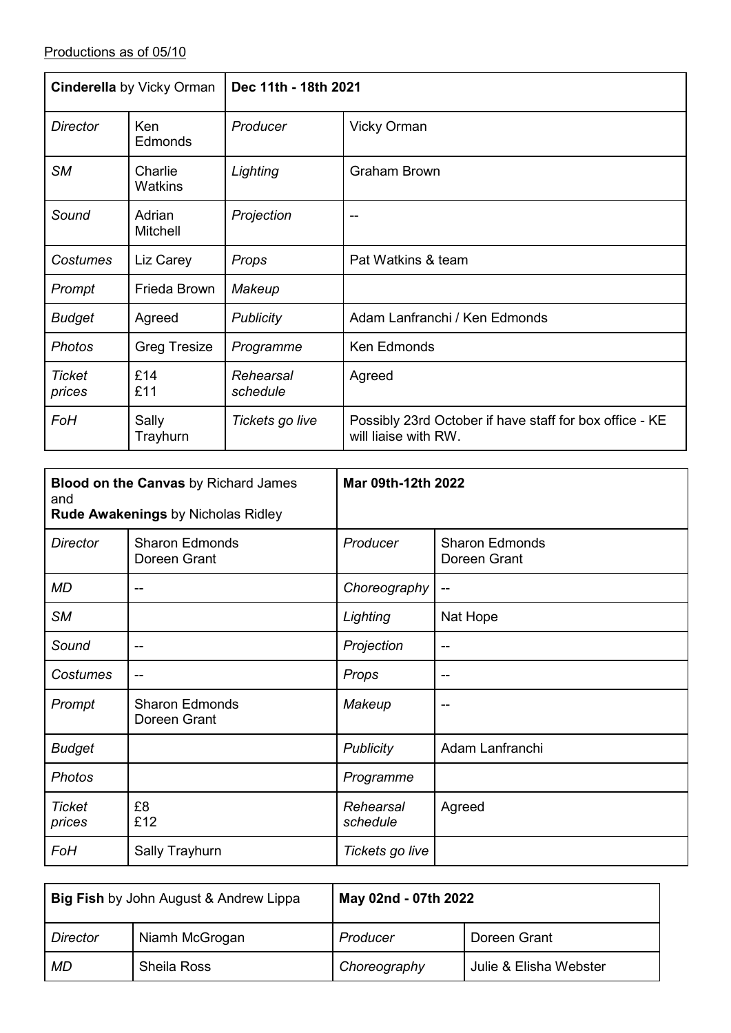Productions as of 05/10

| **Cinderella** by Vicky Orman | | **Dec 11th - 18th 2021** | |
|---|---|---|---|
| *Director* | Ken Edmonds | *Producer* | Vicky Orman |
| *SM* | Charlie Watkins | *Lighting* | Graham Brown |
| *Sound* | Adrian Mitchell | *Projection* | -- |
| *Costumes* | Liz Carey | *Props* | Pat Watkins & team |
| *Prompt* | Frieda Brown | *Makeup* | |
| *Budget* | Agreed | *Publicity* | Adam Lanfranchi / Ken Edmonds |
| *Photos* | Greg Tresize | *Programme* | Ken Edmonds |
| *Ticket prices* | £14<br>£11 | *Rehearsal schedule* | Agreed |
| *FoH* | Sally Trayhurn | *Tickets go live* | Possibly 23rd October if have staff for box office - KE will liaise with RW. |

| **Blood on the Canvas** by Richard James and **Rude Awakenings** by Nicholas Ridley | | **Mar 09th-12th 2022** | |
|---|---|---|---|
| *Director* | Sharon Edmonds<br>Doreen Grant | *Producer* | Sharon Edmonds<br>Doreen Grant |
| *MD* | -- | *Choreography* | -- |
| *SM* | | *Lighting* | Nat Hope |
| *Sound* | -- | *Projection* | -- |
| *Costumes* | -- | *Props* | -- |
| *Prompt* | Sharon Edmonds<br>Doreen Grant | *Makeup* | -- |
| *Budget* | | *Publicity* | Adam Lanfranchi |
| *Photos* | | *Programme* | |
| *Ticket prices* | £8<br>£12 | *Rehearsal schedule* | Agreed |
| *FoH* | Sally Trayhurn | *Tickets go live* | |

| **Big Fish** by John August & Andrew Lippa | | **May 02nd - 07th 2022** | |
|---|---|---|---|
| *Director* | Niamh McGrogan | *Producer* | Doreen Grant |
| *MD* | Sheila Ross | *Choreography* | Julie & Elisha Webster |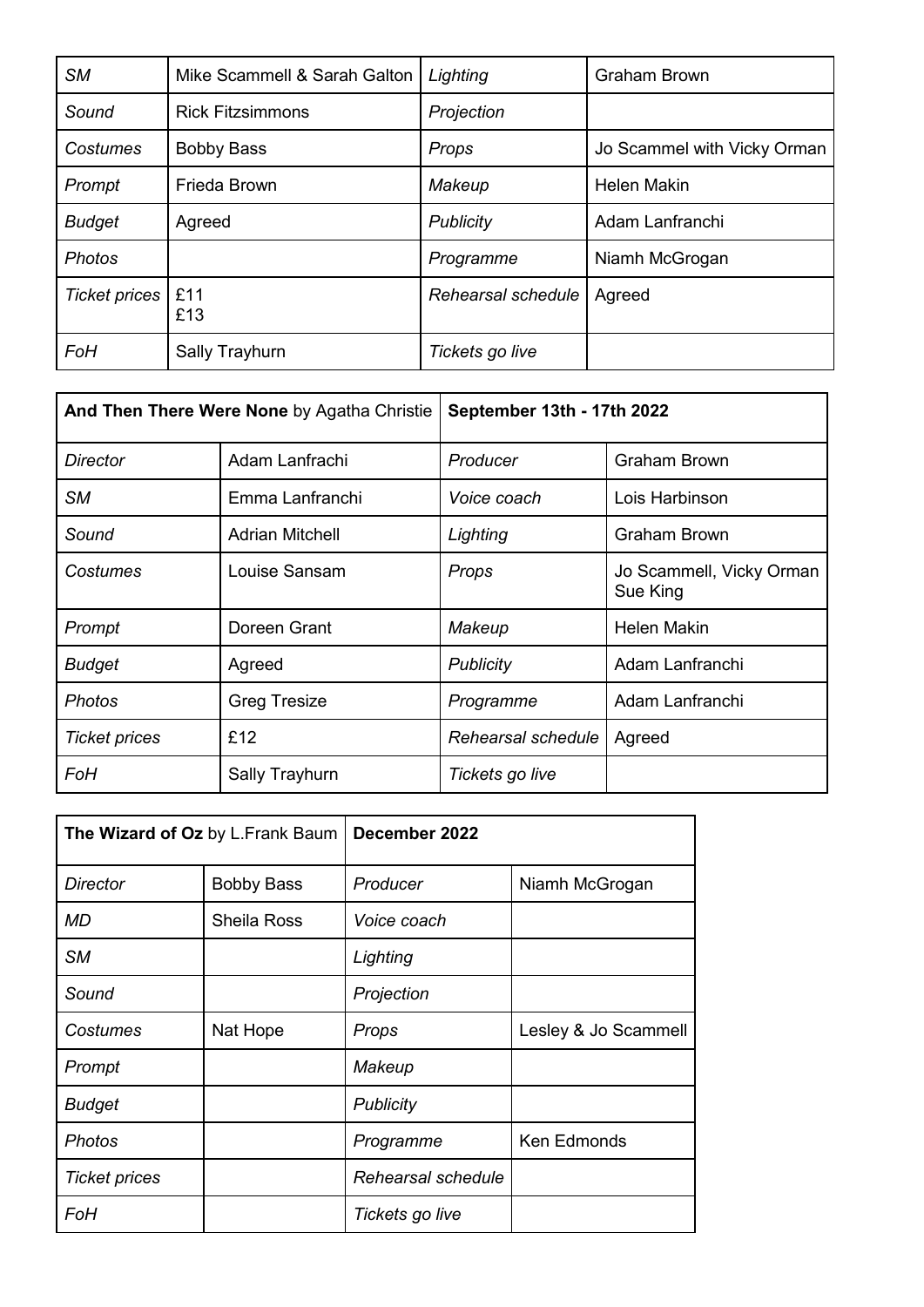| | | | |
|---|---|---|---|
| *SM* | Mike Scammell & Sarah Galton | *Lighting* | Graham Brown |
| *Sound* | Rick Fitzsimmons | *Projection* | |
| *Costumes* | Bobby Bass | *Props* | Jo Scammel with Vicky Orman |
| *Prompt* | Frieda Brown | *Makeup* | Helen Makin |
| *Budget* | Agreed | *Publicity* | Adam Lanfranchi |
| *Photos* | | *Programme* | Niamh McGrogan |
| *Ticket prices* | £11<br>£13 | *Rehearsal schedule* | Agreed |
| *FoH* | Sally Trayhurn | *Tickets go live* | |

| **And Then There Were None** by Agatha Christie | | **September 13th - 17th 2022** | |
|---|---|---|---|
| *Director* | Adam Lanfrachi | *Producer* | Graham Brown |
| *SM* | Emma Lanfranchi | *Voice coach* | Lois Harbinson |
| *Sound* | Adrian Mitchell | *Lighting* | Graham Brown |
| *Costumes* | Louise Sansam | *Props* | Jo Scammell, Vicky Orman Sue King |
| *Prompt* | Doreen Grant | *Makeup* | Helen Makin |
| *Budget* | Agreed | *Publicity* | Adam Lanfranchi |
| *Photos* | Greg Tresize | *Programme* | Adam Lanfranchi |
| *Ticket prices* | £12 | *Rehearsal schedule* | Agreed |
| *FoH* | Sally Trayhurn | *Tickets go live* | |

| **The Wizard of Oz** by L.Frank Baum | | **December 2022** | |
|---|---|---|---|
| *Director* | Bobby Bass | *Producer* | Niamh McGrogan |
| *MD* | Sheila Ross | *Voice coach* | |
| *SM* | | *Lighting* | |
| *Sound* | | *Projection* | |
| *Costumes* | Nat Hope | *Props* | Lesley & Jo Scammell |
| *Prompt* | | *Makeup* | |
| *Budget* | | *Publicity* | |
| *Photos* | | *Programme* | Ken Edmonds |
| *Ticket prices* | | *Rehearsal schedule* | |
| *FoH* | | *Tickets go live* | |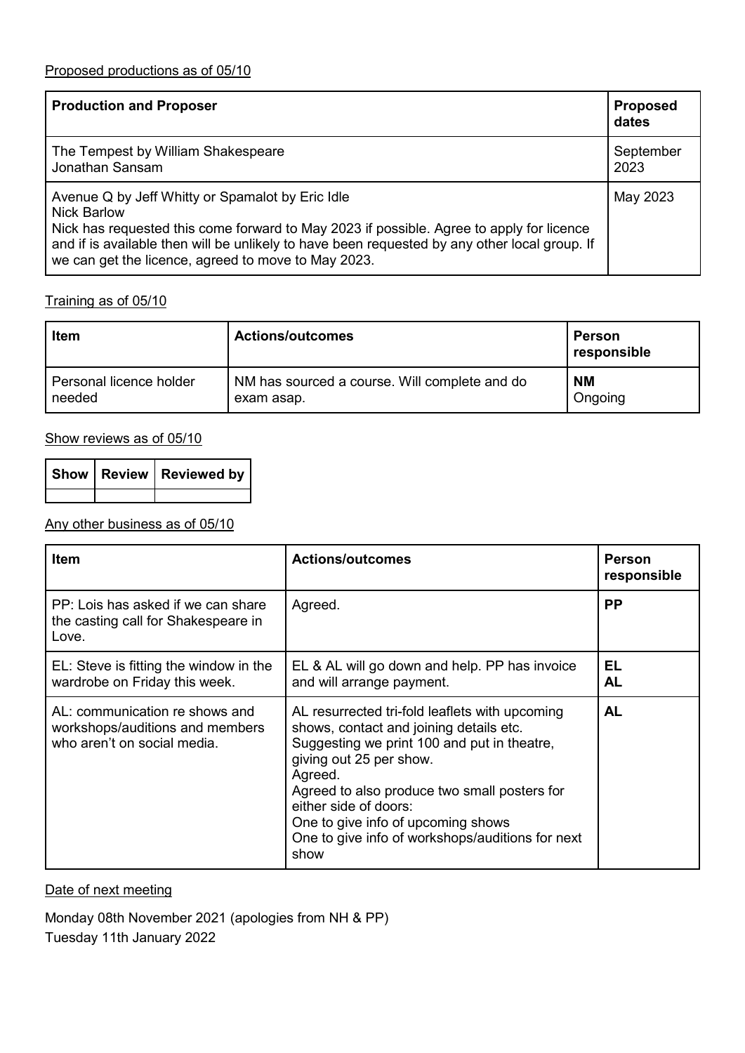Proposed productions as of 05/10

| Production and Proposer | Proposed dates |
|---|---|
| The Tempest by William Shakespeare<br>Jonathan Sansam | September 2023 |
| Avenue Q by Jeff Whitty or Spamalot by Eric Idle<br>Nick Barlow<br>Nick has requested this come forward to May 2023 if possible. Agree to apply for licence and if is available then will be unlikely to have been requested by any other local group. If we can get the licence, agreed to move to May 2023. | May 2023 |

Training as of 05/10

| Item | Actions/outcomes | Person responsible |
|---|---|---|
| Personal licence holder needed | NM has sourced a course. Will complete and do exam asap. | **NM**<br>Ongoing |

Show reviews as of 05/10

| Show | Review | Reviewed by |
|---|---|---|
| | | |

Any other business as of 05/10

| Item | Actions/outcomes | Person responsible |
|---|---|---|
| PP: Lois has asked if we can share the casting call for Shakespeare in Love. | Agreed. | **PP** |
| EL: Steve is fitting the window in the wardrobe on Friday this week. | EL & AL will go down and help. PP has invoice and will arrange payment. | **EL**<br>**AL** |
| AL: communication re shows and workshops/auditions and members who aren't on social media. | AL resurrected tri-fold leaflets with upcoming shows, contact and joining details etc.<br>Suggesting we print 100 and put in theatre, giving out 25 per show.<br>Agreed.<br>Agreed to also produce two small posters for either side of doors:<br>One to give info of upcoming shows<br>One to give info of workshops/auditions for next show | **AL** |

Date of next meeting

Monday 08th November 2021 (apologies from NH & PP)
Tuesday 11th January 2022